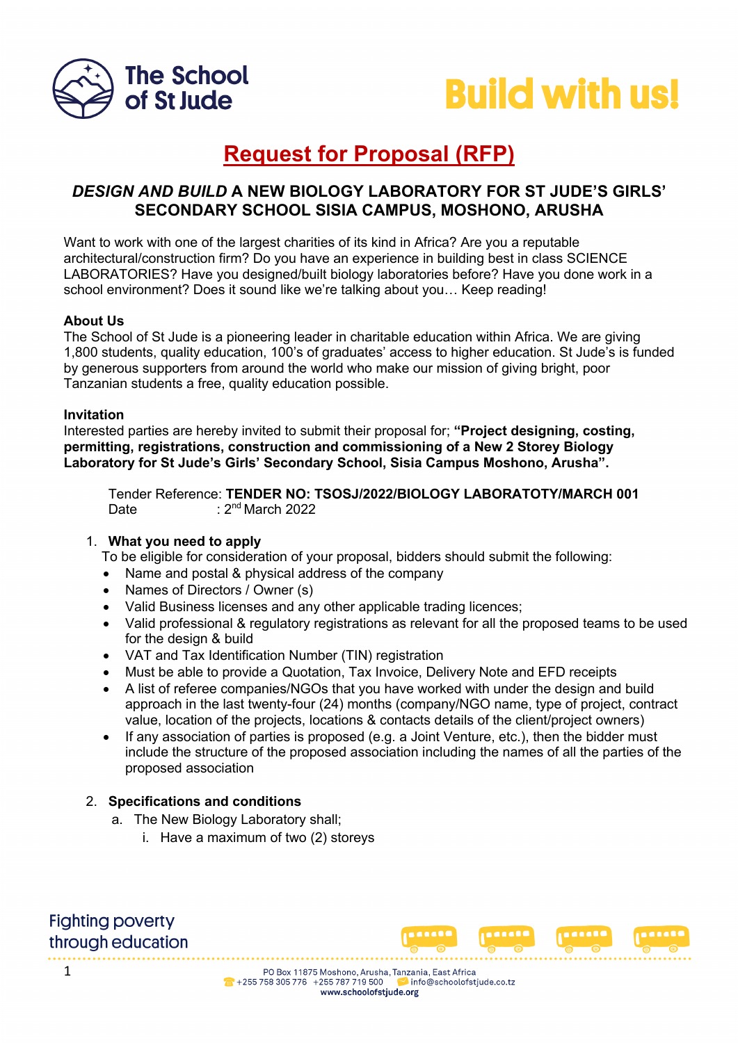**The School of St Jude**

**Build with us!**

# Request for Proposal (RFP)

## *DESIGN AND BUILD* A NEW BIOLOGY LABORATORY FOR ST JUDE'S GIRLS' SECONDARY SCHOOL SISIA CAMPUS, MOSHONO, ARUSHA

Want to work with one of the largest charities of its kind in Africa? Are you a reputable architectural/construction firm? Do you have an experience in building best in class SCIENCE LABORATORIES? Have you designed/built biology laboratories before? Have you done work in a school environment? Does it sound like we're talking about you… Keep reading!

**About Us**
The School of St Jude is a pioneering leader in charitable education within Africa. We are giving 1,800 students, quality education, 100's of graduates' access to higher education. St Jude's is funded by generous supporters from around the world who make our mission of giving bright, poor Tanzanian students a free, quality education possible.

**Invitation**
Interested parties are hereby invited to submit their proposal for; **"Project designing, costing, permitting, registrations, construction and commissioning of a New 2 Storey Biology Laboratory for St Jude's Girls' Secondary School, Sisia Campus Moshono, Arusha".**

Tender Reference: **TENDER NO: TSOSJ/2022/BIOLOGY LABORATOTY/MARCH 001**
Date : 2nd March 2022

1. **What you need to apply**
   To be eligible for consideration of your proposal, bidders should submit the following:
   - Name and postal & physical address of the company
   - Names of Directors / Owner (s)
   - Valid Business licenses and any other applicable trading licences;
   - Valid professional & regulatory registrations as relevant for all the proposed teams to be used for the design & build
   - VAT and Tax Identification Number (TIN) registration
   - Must be able to provide a Quotation, Tax Invoice, Delivery Note and EFD receipts
   - A list of referee companies/NGOs that you have worked with under the design and build approach in the last twenty-four (24) months (company/NGO name, type of project, contract value, location of the projects, locations & contacts details of the client/project owners)
   - If any association of parties is proposed (e.g. a Joint Venture, etc.), then the bidder must include the structure of the proposed association including the names of all the parties of the proposed association

2. **Specifications and conditions**
   a. The New Biology Laboratory shall;
      i. Have a maximum of two (2) storeys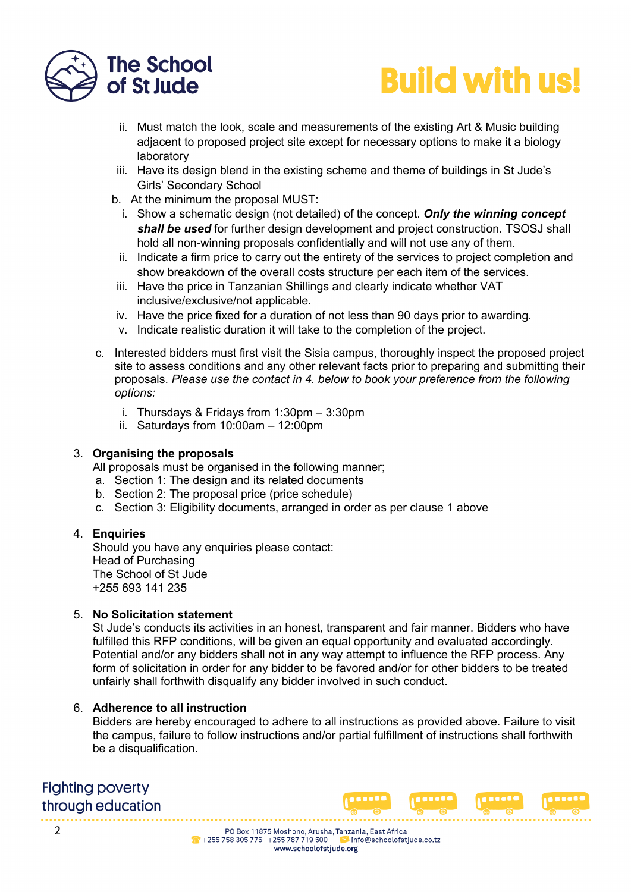ii. Must match the look, scale and measurements of the existing Art & Music building adjacent to proposed project site except for necessary options to make it a biology laboratory

iii. Have its design blend in the existing scheme and theme of buildings in St Jude's Girls' Secondary School

b. At the minimum the proposal MUST:

i. Show a schematic design (not detailed) of the concept. ***Only the winning concept shall be used*** for further design development and project construction. TSOSJ shall hold all non-winning proposals confidentially and will not use any of them.

ii. Indicate a firm price to carry out the entirety of the services to project completion and show breakdown of the overall costs structure per each item of the services.

iii. Have the price in Tanzanian Shillings and clearly indicate whether VAT inclusive/exclusive/not applicable.

iv. Have the price fixed for a duration of not less than 90 days prior to awarding.

v. Indicate realistic duration it will take to the completion of the project.

c. Interested bidders must first visit the Sisia campus, thoroughly inspect the proposed project site to assess conditions and any other relevant facts prior to preparing and submitting their proposals. *Please use the contact in 4. below to book your preference from the following options:*

i. Thursdays & Fridays from 1:30pm – 3:30pm

ii. Saturdays from 10:00am – 12:00pm

3. **Organising the proposals**

All proposals must be organised in the following manner;

a. Section 1: The design and its related documents
b. Section 2: The proposal price (price schedule)
c. Section 3: Eligibility documents, arranged in order as per clause 1 above

4. **Enquiries**

Should you have any enquiries please contact:
Head of Purchasing
The School of St Jude
+255 693 141 235

5. **No Solicitation statement**

St Jude's conducts its activities in an honest, transparent and fair manner. Bidders who have fulfilled this RFP conditions, will be given an equal opportunity and evaluated accordingly. Potential and/or any bidders shall not in any way attempt to influence the RFP process. Any form of solicitation in order for any bidder to be favored and/or for other bidders to be treated unfairly shall forthwith disqualify any bidder involved in such conduct.

6. **Adherence to all instruction**

Bidders are hereby encouraged to adhere to all instructions as provided above. Failure to visit the campus, failure to follow instructions and/or partial fulfillment of instructions shall forthwith be a disqualification.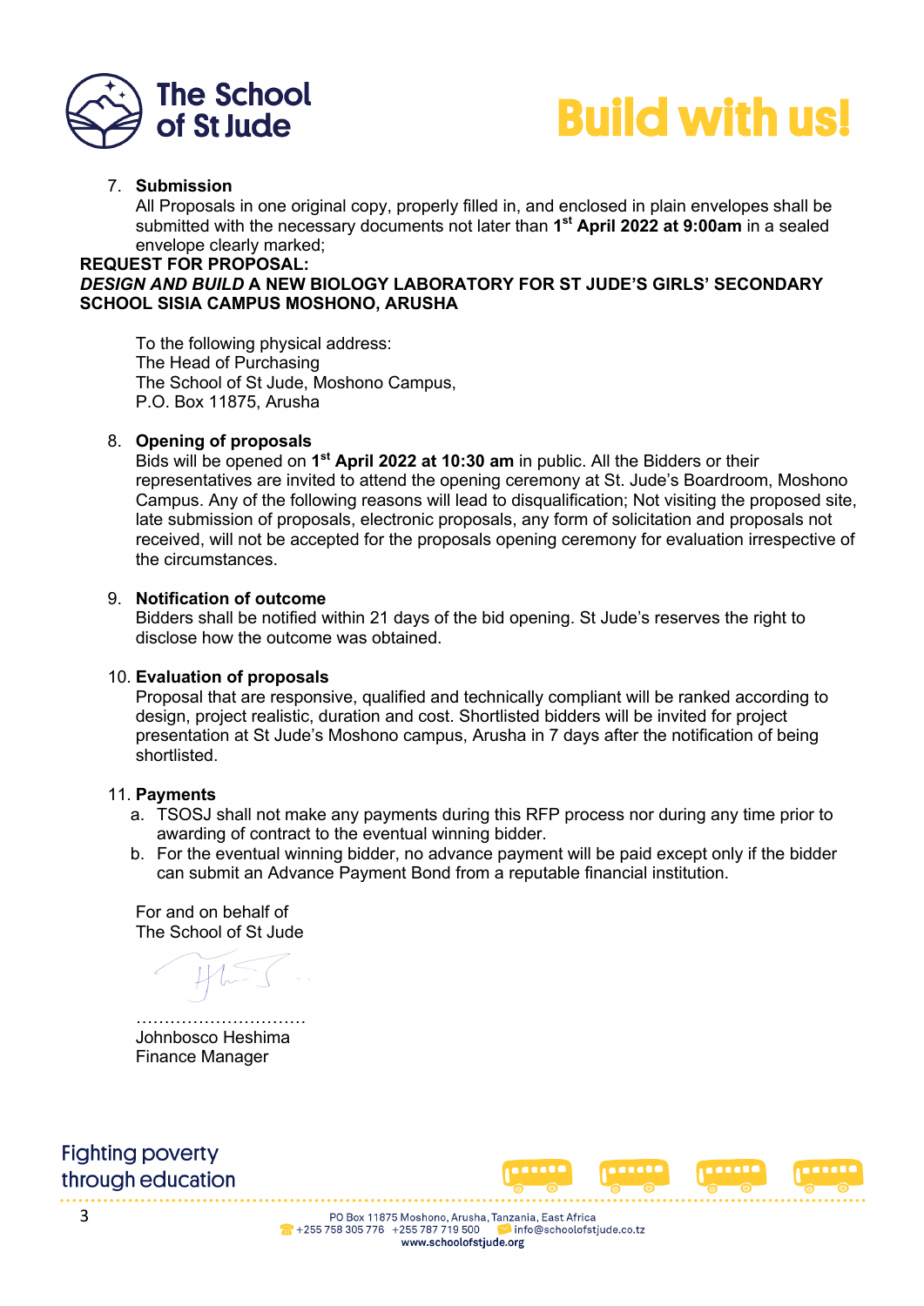7. **Submission**
   All Proposals in one original copy, properly filled in, and enclosed in plain envelopes shall be submitted with the necessary documents not later than **1st April 2022 at 9:00am** in a sealed envelope clearly marked;

**REQUEST FOR PROPOSAL:**
***DESIGN AND BUILD*** **A NEW BIOLOGY LABORATORY FOR ST JUDE'S GIRLS' SECONDARY SCHOOL SISIA CAMPUS MOSHONO, ARUSHA**

   To the following physical address:
   The Head of Purchasing
   The School of St Jude, Moshono Campus,
   P.O. Box 11875, Arusha

8. **Opening of proposals**
   Bids will be opened on **1st April 2022 at 10:30 am** in public. All the Bidders or their representatives are invited to attend the opening ceremony at St. Jude's Boardroom, Moshono Campus. Any of the following reasons will lead to disqualification; Not visiting the proposed site, late submission of proposals, electronic proposals, any form of solicitation and proposals not received, will not be accepted for the proposals opening ceremony for evaluation irrespective of the circumstances.

9. **Notification of outcome**
   Bidders shall be notified within 21 days of the bid opening. St Jude's reserves the right to disclose how the outcome was obtained.

10. **Evaluation of proposals**
    Proposal that are responsive, qualified and technically compliant will be ranked according to design, project realistic, duration and cost. Shortlisted bidders will be invited for project presentation at St Jude's Moshono campus, Arusha in 7 days after the notification of being shortlisted.

11. **Payments**
    a. TSOSJ shall not make any payments during this RFP process nor during any time prior to awarding of contract to the eventual winning bidder.
    b. For the eventual winning bidder, no advance payment will be paid except only if the bidder can submit an Advance Payment Bond from a reputable financial institution.

For and on behalf of
The School of St Jude

…………………………
Johnbosco Heshima
Finance Manager